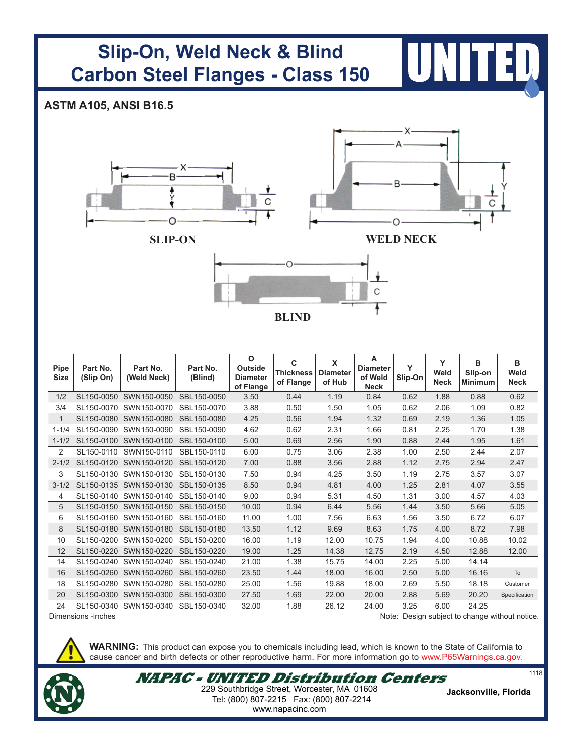# Slip-On, Weld Neck & Blind Carbon Steel Flanges - Class 150

UNITED

**ASTM A105, ANSI B16.5**

SLIP-ON

WELD NECK

BLIND

| Pipe Size | Part No. (Slip On) | Part No. (Weld Neck) | Part No. (Blind) | O Outside Diameter of Flange | C Thickness of Flange | X Diameter of Hub | A Diameter of Weld Neck | Y Slip-On | Y Weld Neck | B Slip-on Minimum | B Weld Neck |
|---|---|---|---|---|---|---|---|---|---|---|---|
| 1/2 | SL150-0050 | SWN150-0050 | SBL150-0050 | 3.50 | 0.44 | 1.19 | 0.84 | 0.62 | 1.88 | 0.88 | 0.62 |
| 3/4 | SL150-0070 | SWN150-0070 | SBL150-0070 | 3.88 | 0.50 | 1.50 | 1.05 | 0.62 | 2.06 | 1.09 | 0.82 |
| 1 | SL150-0080 | SWN150-0080 | SBL150-0080 | 4.25 | 0.56 | 1.94 | 1.32 | 0.69 | 2.19 | 1.36 | 1.05 |
| 1-1/4 | SL150-0090 | SWN150-0090 | SBL150-0090 | 4.62 | 0.62 | 2.31 | 1.66 | 0.81 | 2.25 | 1.70 | 1.38 |
| 1-1/2 | SL150-0100 | SWN150-0100 | SBL150-0100 | 5.00 | 0.69 | 2.56 | 1.90 | 0.88 | 2.44 | 1.95 | 1.61 |
| 2 | SL150-0110 | SWN150-0110 | SBL150-0110 | 6.00 | 0.75 | 3.06 | 2.38 | 1.00 | 2.50 | 2.44 | 2.07 |
| 2-1/2 | SL150-0120 | SWN150-0120 | SBL150-0120 | 7.00 | 0.88 | 3.56 | 2.88 | 1.12 | 2.75 | 2.94 | 2.47 |
| 3 | SL150-0130 | SWN150-0130 | SBL150-0130 | 7.50 | 0.94 | 4.25 | 3.50 | 1.19 | 2.75 | 3.57 | 3.07 |
| 3-1/2 | SL150-0135 | SWN150-0130 | SBL150-0135 | 8.50 | 0.94 | 4.81 | 4.00 | 1.25 | 2.81 | 4.07 | 3.55 |
| 4 | SL150-0140 | SWN150-0140 | SBL150-0140 | 9.00 | 0.94 | 5.31 | 4.50 | 1.31 | 3.00 | 4.57 | 4.03 |
| 5 | SL150-0150 | SWN150-0150 | SBL150-0150 | 10.00 | 0.94 | 6.44 | 5.56 | 1.44 | 3.50 | 5.66 | 5.05 |
| 6 | SL150-0160 | SWN150-0160 | SBL150-0160 | 11.00 | 1.00 | 7.56 | 6.63 | 1.56 | 3.50 | 6.72 | 6.07 |
| 8 | SL150-0180 | SWN150-0180 | SBL150-0180 | 13.50 | 1.12 | 9.69 | 8.63 | 1.75 | 4.00 | 8.72 | 7.98 |
| 10 | SL150-0200 | SWN150-0200 | SBL150-0200 | 16.00 | 1.19 | 12.00 | 10.75 | 1.94 | 4.00 | 10.88 | 10.02 |
| 12 | SL150-0220 | SWN150-0220 | SBL150-0220 | 19.00 | 1.25 | 14.38 | 12.75 | 2.19 | 4.50 | 12.88 | 12.00 |
| 14 | SL150-0240 | SWN150-0240 | SBL150-0240 | 21.00 | 1.38 | 15.75 | 14.00 | 2.25 | 5.00 | 14.14 | |
| 16 | SL150-0260 | SWN150-0260 | SBL150-0260 | 23.50 | 1.44 | 18.00 | 16.00 | 2.50 | 5.00 | 16.16 | To |
| 18 | SL150-0280 | SWN150-0280 | SBL150-0280 | 25.00 | 1.56 | 19.88 | 18.00 | 2.69 | 5.50 | 18.18 | Customer |
| 20 | SL150-0300 | SWN150-0300 | SBL150-0300 | 27.50 | 1.69 | 22.00 | 20.00 | 2.88 | 5.69 | 20.20 | Specification |
| 24 | SL150-0340 | SWN150-0340 | SBL150-0340 | 32.00 | 1.88 | 26.12 | 24.00 | 3.25 | 6.00 | 24.25 | |

Dimensions -inches

Note: Design subject to change without notice.

**WARNING:** This product can expose you to chemicals including lead, which is known to the State of California to cause cancer and birth defects or other reproductive harm. For more information go to www.P65Warnings.ca.gov.

***NAPAC - UNITED Distribution Centers***

229 Southbridge Street, Worcester, MA 01608
Tel: (800) 807-2215 Fax: (800) 807-2214
www.napacinc.com

**Jacksonville, Florida**

1118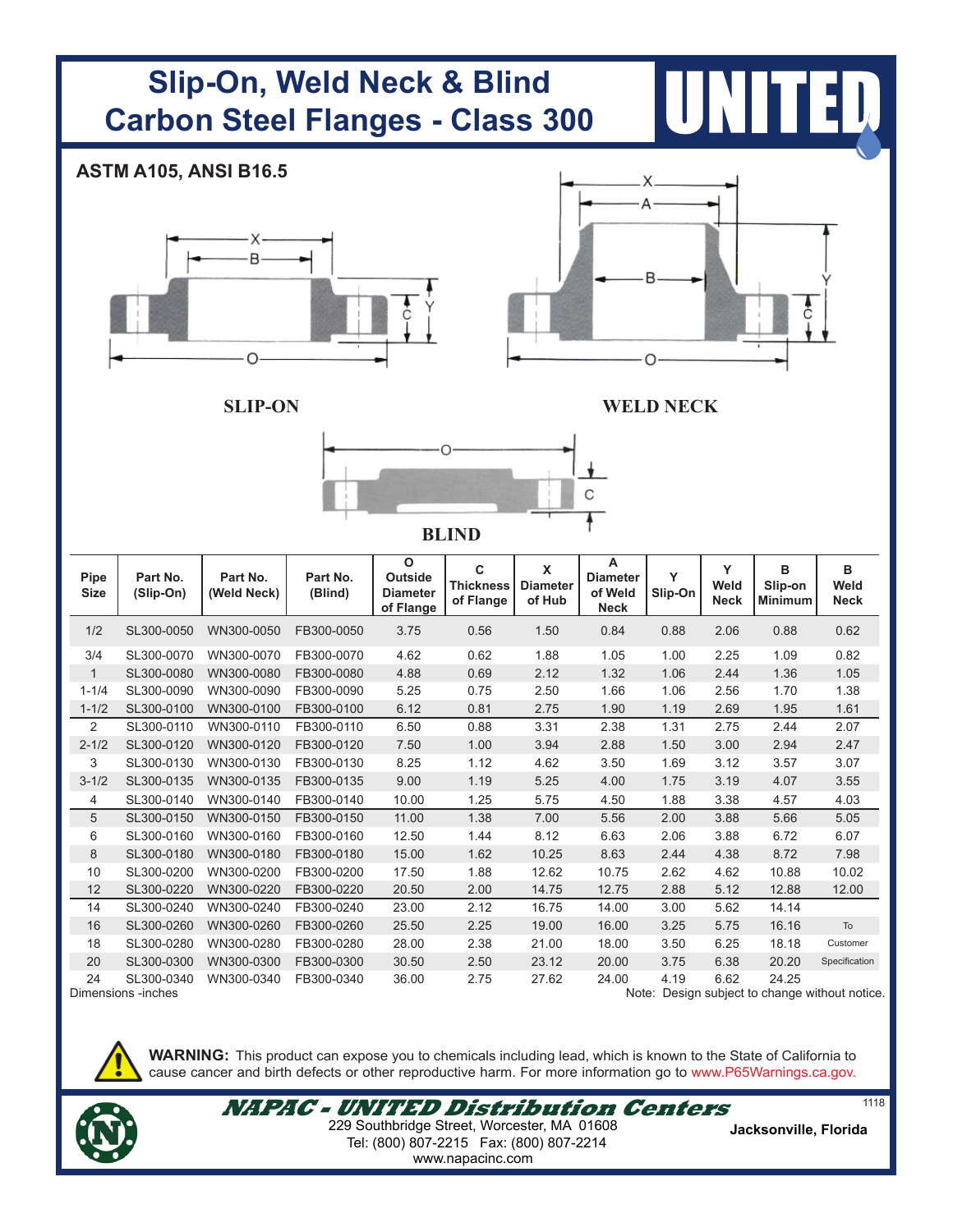# Slip-On, Weld Neck & Blind Carbon Steel Flanges - Class 300

UNITED

**ASTM A105, ANSI B16.5**

X
B
C
Y
O

**SLIP-ON**

X
A
B
Y
C
O

**WELD NECK**

O
C

**BLIND**

| Pipe Size | Part No. (Slip-On) | Part No. (Weld Neck) | Part No. (Blind) | O Outside Diameter of Flange | C Thickness of Flange | X Diameter of Hub | A Diameter of Weld Neck | Y Slip-On | Y Weld Neck | B Slip-on Minimum | B Weld Neck |
|---|---|---|---|---|---|---|---|---|---|---|---|
| 1/2 | SL300-0050 | WN300-0050 | FB300-0050 | 3.75 | 0.56 | 1.50 | 0.84 | 0.88 | 2.06 | 0.88 | 0.62 |
| 3/4 | SL300-0070 | WN300-0070 | FB300-0070 | 4.62 | 0.62 | 1.88 | 1.05 | 1.00 | 2.25 | 1.09 | 0.82 |
| 1 | SL300-0080 | WN300-0080 | FB300-0080 | 4.88 | 0.69 | 2.12 | 1.32 | 1.06 | 2.44 | 1.36 | 1.05 |
| 1-1/4 | SL300-0090 | WN300-0090 | FB300-0090 | 5.25 | 0.75 | 2.50 | 1.66 | 1.06 | 2.56 | 1.70 | 1.38 |
| 1-1/2 | SL300-0100 | WN300-0100 | FB300-0100 | 6.12 | 0.81 | 2.75 | 1.90 | 1.19 | 2.69 | 1.95 | 1.61 |
| 2 | SL300-0110 | WN300-0110 | FB300-0110 | 6.50 | 0.88 | 3.31 | 2.38 | 1.31 | 2.75 | 2.44 | 2.07 |
| 2-1/2 | SL300-0120 | WN300-0120 | FB300-0120 | 7.50 | 1.00 | 3.94 | 2.88 | 1.50 | 3.00 | 2.94 | 2.47 |
| 3 | SL300-0130 | WN300-0130 | FB300-0130 | 8.25 | 1.12 | 4.62 | 3.50 | 1.69 | 3.12 | 3.57 | 3.07 |
| 3-1/2 | SL300-0135 | WN300-0135 | FB300-0135 | 9.00 | 1.19 | 5.25 | 4.00 | 1.75 | 3.19 | 4.07 | 3.55 |
| 4 | SL300-0140 | WN300-0140 | FB300-0140 | 10.00 | 1.25 | 5.75 | 4.50 | 1.88 | 3.38 | 4.57 | 4.03 |
| 5 | SL300-0150 | WN300-0150 | FB300-0150 | 11.00 | 1.38 | 7.00 | 5.56 | 2.00 | 3.88 | 5.66 | 5.05 |
| 6 | SL300-0160 | WN300-0160 | FB300-0160 | 12.50 | 1.44 | 8.12 | 6.63 | 2.06 | 3.88 | 6.72 | 6.07 |
| 8 | SL300-0180 | WN300-0180 | FB300-0180 | 15.00 | 1.62 | 10.25 | 8.63 | 2.44 | 4.38 | 8.72 | 7.98 |
| 10 | SL300-0200 | WN300-0200 | FB300-0200 | 17.50 | 1.88 | 12.62 | 10.75 | 2.62 | 4.62 | 10.88 | 10.02 |
| 12 | SL300-0220 | WN300-0220 | FB300-0220 | 20.50 | 2.00 | 14.75 | 12.75 | 2.88 | 5.12 | 12.88 | 12.00 |
| 14 | SL300-0240 | WN300-0240 | FB300-0240 | 23.00 | 2.12 | 16.75 | 14.00 | 3.00 | 5.62 | 14.14 | |
| 16 | SL300-0260 | WN300-0260 | FB300-0260 | 25.50 | 2.25 | 19.00 | 16.00 | 3.25 | 5.75 | 16.16 | To |
| 18 | SL300-0280 | WN300-0280 | FB300-0280 | 28.00 | 2.38 | 21.00 | 18.00 | 3.50 | 6.25 | 18.18 | Customer |
| 20 | SL300-0300 | WN300-0300 | FB300-0300 | 30.50 | 2.50 | 23.12 | 20.00 | 3.75 | 6.38 | 20.20 | Specification |
| 24 | SL300-0340 | WN300-0340 | FB300-0340 | 36.00 | 2.75 | 27.62 | 24.00 | 4.19 | 6.62 | 24.25 | |

Dimensions -inches

Note: Design subject to change without notice.

**WARNING:** This product can expose you to chemicals including lead, which is known to the State of California to cause cancer and birth defects or other reproductive harm. For more information go to www.P65Warnings.ca.gov.

***NAPAC - UNITED Distribution Centers***

229 Southbridge Street, Worcester, MA 01608
Tel: (800) 807-2215 Fax: (800) 807-2214
www.napacinc.com

**Jacksonville, Florida**

1118